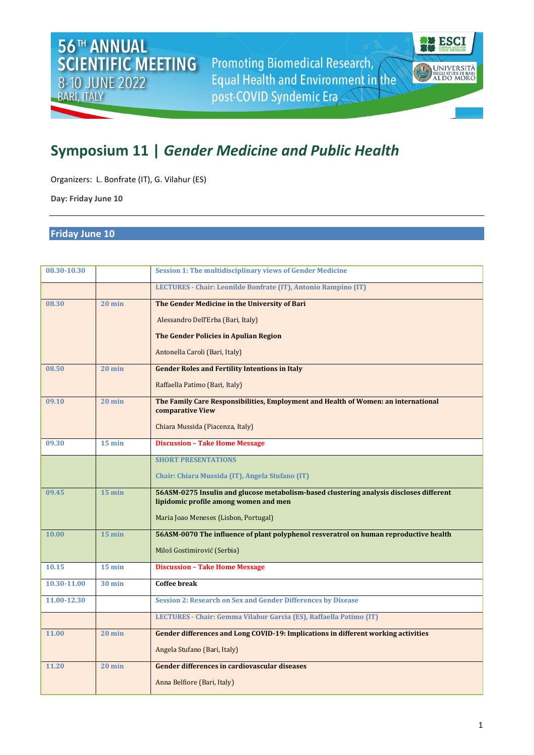56TH ANNUAL SCIENTIFIC MEETING
8-10 JUNE 2022
BARI, ITALY

Promoting Biomedical Research, Equal Health and Environment in the post-COVID Syndemic Era

# Symposium 11 | *Gender Medicine and Public Health*

Organizers: L. Bonfrate (IT), G. Vilahur (ES)

**Day: Friday June 10**

## Friday June 10

| | | |
|---|---|---|
| 08.30-10.30 | | Session 1: The multidisciplinary views of Gender Medicine |
| | | LECTURES - Chair: Leonilde Bonfrate (IT), Antonio Rampino (IT) |
| 08.30 | 20 min | **The Gender Medicine in the University of Bari**<br>Alessandro Dell'Erba (Bari, Italy)<br>**The Gender Policies in Apulian Region**<br>Antonella Caroli (Bari, Italy) |
| 08.50 | 20 min | **Gender Roles and Fertility Intentions in Italy**<br>Raffaella Patimo (Bari, Italy) |
| 09.10 | 20 min | **The Family Care Responsibilities, Employment and Health of Women: an international comparative View**<br>Chiara Mussida (Piacenza, Italy) |
| 09.30 | 15 min | Discussion – Take Home Message |
| | | SHORT PRESENTATIONS<br>Chair: Chiara Mussida (IT), Angela Stufano (IT) |
| 09.45 | 15 min | **56ASM-0275 Insulin and glucose metabolism-based clustering analysis discloses different lipidomic profile among women and men**<br>Maria Joao Meneses (Lisbon, Portugal) |
| 10.00 | 15 min | **56ASM-0070 The influence of plant polyphenol resveratrol on human reproductive health**<br>Miloš Gostimirović (Serbia) |
| 10.15 | 15 min | Discussion – Take Home Message |
| 10.30-11.00 | 30 min | **Coffee break** |
| 11.00-12.30 | | Session 2: Research on Sex and Gender Differences by Disease |
| | | LECTURES - Chair: Gemma Vilahur Garcia (ES), Raffaella Patimo (IT) |
| 11.00 | 20 min | **Gender differences and Long COVID-19: Implications in different working activities**<br>Angela Stufano (Bari, Italy) |
| 11.20 | 20 min | **Gender differences in cardiovascular diseases**<br>Anna Belfiore (Bari, Italy) |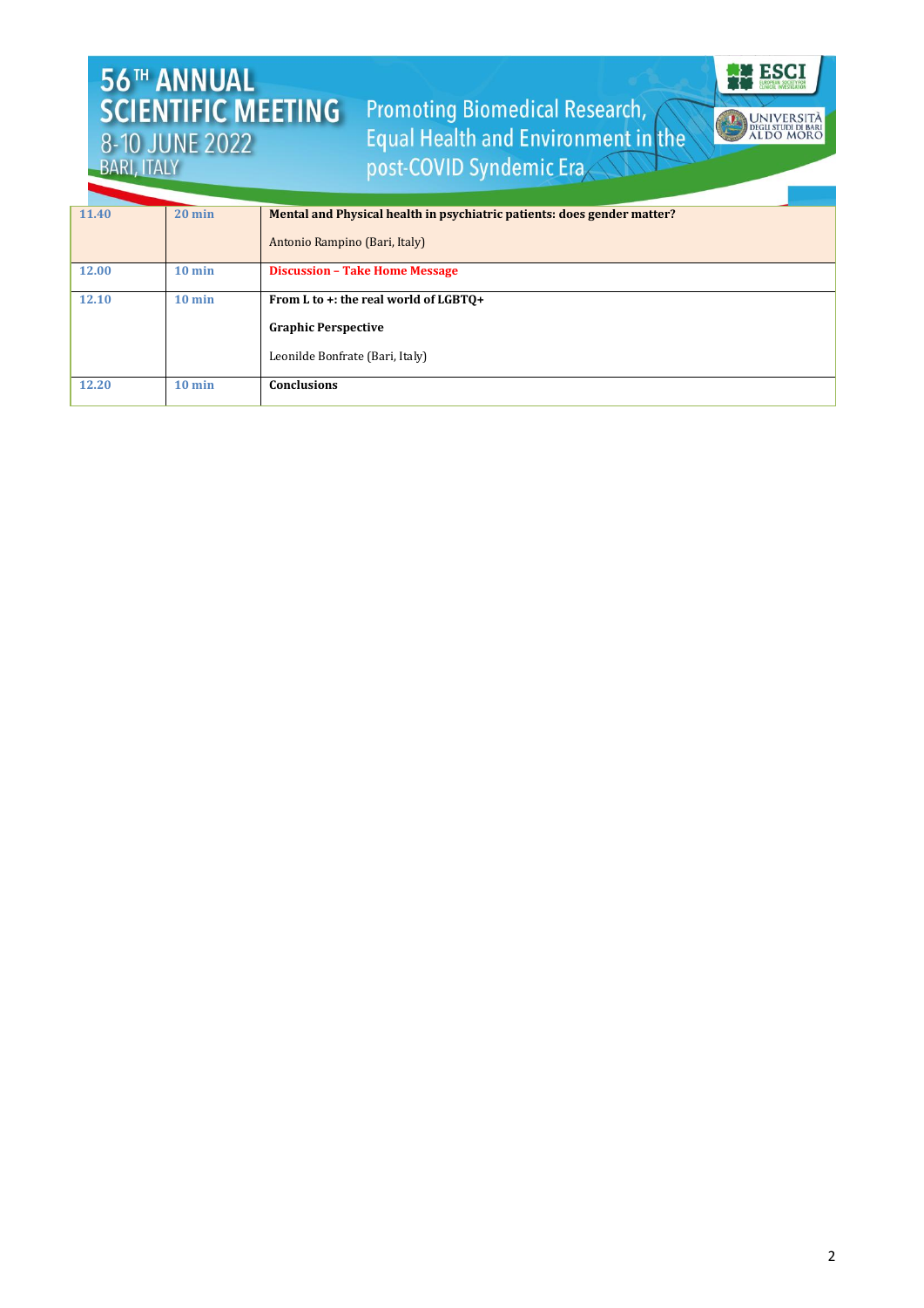| | | |
|---|---|---|
| 11.40 | 20 min | **Mental and Physical health in psychiatric patients: does gender matter?**<br><br>Antonio Rampino (Bari, Italy) |
| 12.00 | 10 min | **Discussion – Take Home Message** |
| 12.10 | 10 min | **From L to +: the real world of LGBTQ+**<br><br>**Graphic Perspective**<br><br>Leonilde Bonfrate (Bari, Italy) |
| 12.20 | 10 min | **Conclusions** |